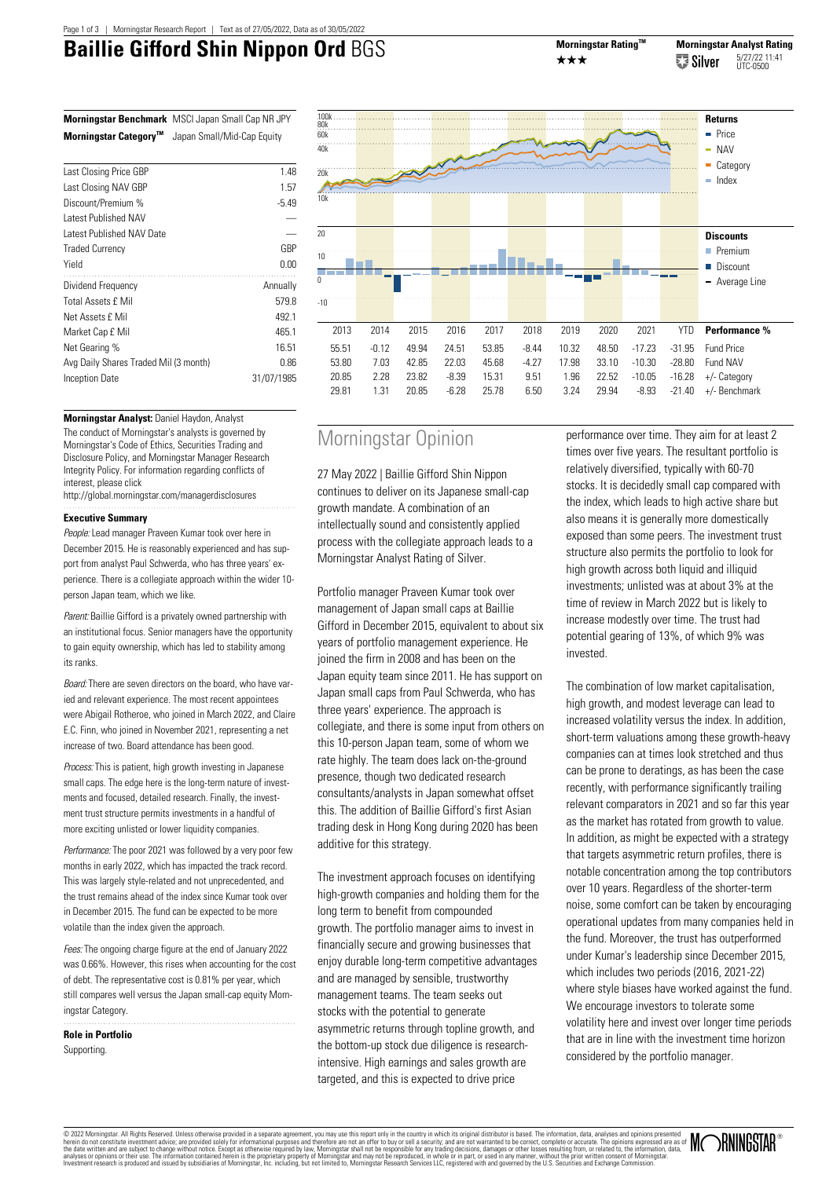# Baillie Gifford Shin Nippon Ord BGS

**Morningstar Rating™** ★★★

**Morningstar Analyst Rating** Silver 5/27/22 11:41 UTC-0500

**Morningstar Benchmark** MSCI Japan Small Cap NR JPY

**Morningstar Category™** Japan Small/Mid-Cap Equity

| | |
|---|---|
| Last Closing Price GBP | 1.48 |
| Last Closing NAV GBP | 1.57 |
| Discount/Premium % | -5.49 |
| Latest Published NAV | — |
| Latest Published NAV Date | — |
| Traded Currency | GBP |
| Yield | 0.00 |
| Dividend Frequency | Annually |
| Total Assets £ Mil | 579.8 |
| Net Assets £ Mil | 492.1 |
| Market Cap £ Mil | 465.1 |
| Net Gearing % | 16.51 |
| Avg Daily Shares Traded Mil (3 month) | 0.86 |
| Inception Date | 31/07/1985 |

**Returns**: Price, NAV, Category, Index

**Discounts**: Premium, Discount, Average Line

| | 2013 | 2014 | 2015 | 2016 | 2017 | 2018 | 2019 | 2020 | 2021 | YTD |
|---|---|---|---|---|---|---|---|---|---|---|
| **Performance %** | | | | | | | | | | |
| Fund Price | 55.51 | -0.12 | 49.94 | 24.51 | 53.85 | -8.44 | 10.32 | 48.50 | -17.23 | -31.95 |
| Fund NAV | 53.80 | 7.03 | 42.85 | 22.03 | 45.68 | -4.27 | 17.98 | 33.10 | -10.30 | -28.80 |
| +/- Category | 20.85 | 2.28 | 23.82 | -8.39 | 15.31 | 9.51 | 1.96 | 22.52 | -10.05 | -16.28 |
| +/- Benchmark | 29.81 | 1.31 | 20.85 | -6.28 | 25.78 | 6.50 | 3.24 | 29.94 | -8.93 | -21.40 |

**Morningstar Analyst:** Daniel Haydon, Analyst

The conduct of Morningstar's analysts is governed by Morningstar's Code of Ethics, Securities Trading and Disclosure Policy, and Morningstar Manager Research Integrity Policy. For information regarding conflicts of interest, please click http://global.morningstar.com/managerdisclosures

### Executive Summary

*People:* Lead manager Praveen Kumar took over here in December 2015. He is reasonably experienced and has support from analyst Paul Schwerda, who has three years' experience. There is a collegiate approach within the wider 10-person Japan team, which we like.

*Parent:* Baillie Gifford is a privately owned partnership with an institutional focus. Senior managers have the opportunity to gain equity ownership, which has led to stability among its ranks.

*Board:* There are seven directors on the board, who have varied and relevant experience. The most recent appointees were Abigail Rotheroe, who joined in March 2022, and Claire E.C. Finn, who joined in November 2021, representing a net increase of two. Board attendance has been good.

*Process:* This is patient, high growth investing in Japanese small caps. The edge here is the long-term nature of investments and focused, detailed research. Finally, the investment trust structure permits investments in a handful of more exciting unlisted or lower liquidity companies.

*Performance:* The poor 2021 was followed by a very poor few months in early 2022, which has impacted the track record. This was largely style-related and not unprecedented, and the trust remains ahead of the index since Kumar took over in December 2015. The fund can be expected to be more volatile than the index given the approach.

*Fees:* The ongoing charge figure at the end of January 2022 was 0.66%. However, this rises when accounting for the cost of debt. The representative cost is 0.81% per year, which still compares well versus the Japan small-cap equity Morningstar Category.

### Role in Portfolio

Supporting.

## Morningstar Opinion

27 May 2022 | Baillie Gifford Shin Nippon continues to deliver on its Japanese small-cap growth mandate. A combination of an intellectually sound and consistently applied process with the collegiate approach leads to a Morningstar Analyst Rating of Silver.

Portfolio manager Praveen Kumar took over management of Japan small caps at Baillie Gifford in December 2015, equivalent to about six years of portfolio management experience. He joined the firm in 2008 and has been on the Japan equity team since 2011. He has support on Japan small caps from Paul Schwerda, who has three years' experience. The approach is collegiate, and there is some input from others on this 10-person Japan team, some of whom we rate highly. The team does lack on-the-ground presence, though two dedicated research consultants/analysts in Japan somewhat offset this. The addition of Baillie Gifford's first Asian trading desk in Hong Kong during 2020 has been additive for this strategy.

The investment approach focuses on identifying high-growth companies and holding them for the long term to benefit from compounded growth. The portfolio manager aims to invest in financially secure and growing businesses that enjoy durable long-term competitive advantages and are managed by sensible, trustworthy management teams. The team seeks out stocks with the potential to generate asymmetric returns through topline growth, and the bottom-up stock due diligence is research-intensive. High earnings and sales growth are targeted, and this is expected to drive price performance over time. They aim for at least 2 times over five years. The resultant portfolio is relatively diversified, typically with 60-70 stocks. It is decidedly small cap compared with the index, which leads to high active share but also means it is generally more domestically exposed than some peers. The investment trust structure also permits the portfolio to look for high growth across both liquid and illiquid investments; unlisted was at about 3% at the time of review in March 2022 but is likely to increase modestly over time. The trust had potential gearing of 13%, of which 9% was invested.

The combination of low market capitalisation, high growth, and modest leverage can lead to increased volatility versus the index. In addition, short-term valuations among these growth-heavy companies can at times look stretched and thus can be prone to deratings, as has been the case recently, with performance significantly trailing relevant comparators in 2021 and so far this year as the market has rotated from growth to value. In addition, as might be expected with a strategy that targets asymmetric return profiles, there is notable concentration among the top contributors over 10 years. Regardless of the shorter-term noise, some comfort can be taken by encouraging operational updates from many companies held in the fund. Moreover, the trust has outperformed under Kumar's leadership since December 2015, which includes two periods (2016, 2021-22) where style biases have worked against the fund. We encourage investors to tolerate some volatility here and invest over longer time periods that are in line with the investment time horizon considered by the portfolio manager.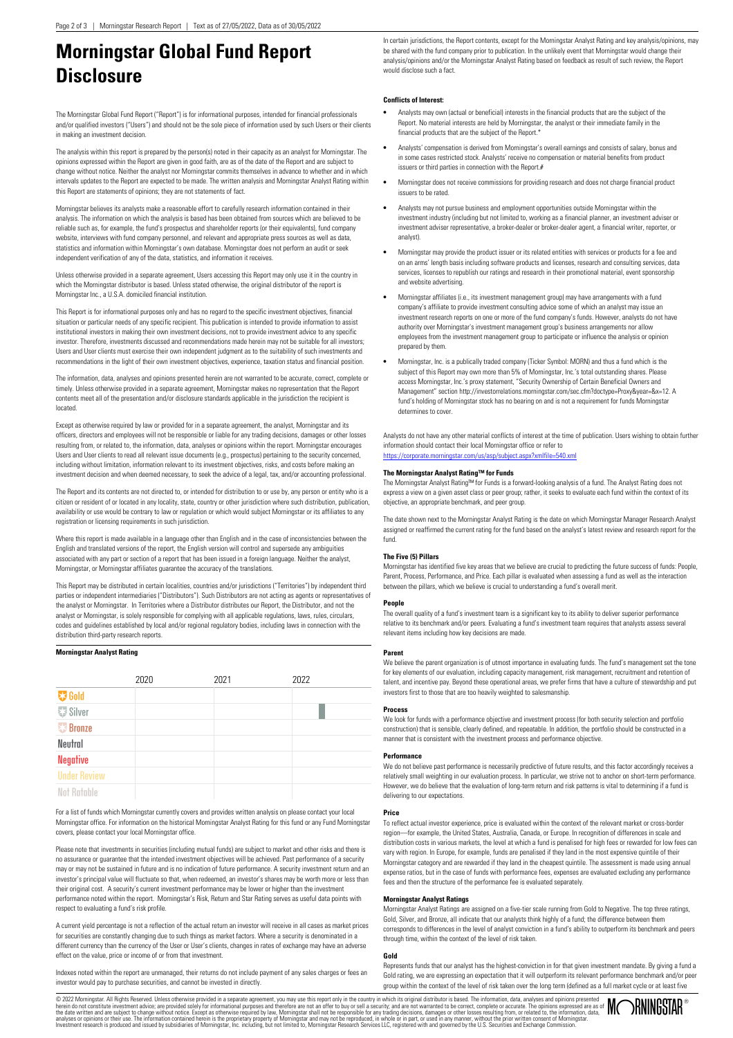# Morningstar Global Fund Report Disclosure

The Morningstar Global Fund Report ("Report") is for informational purposes, intended for financial professionals and/or qualified investors ("Users") and should not be the sole piece of information used by such Users or their clients in making an investment decision.

The analysis within this report is prepared by the person(s) noted in their capacity as an analyst for Morningstar. The opinions expressed within the Report are given in good faith, are as of the date of the Report and are subject to change without notice. Neither the analyst nor Morningstar commits themselves in advance to whether and in which intervals updates to the Report are expected to be made. The written analysis and Morningstar Analyst Rating within this Report are statements of opinions; they are not statements of fact.

Morningstar believes its analysts make a reasonable effort to carefully research information contained in their analysis. The information on which the analysis is based has been obtained from sources which are believed to be reliable such as, for example, the fund's prospectus and shareholder reports (or their equivalents), fund company website, interviews with fund company personnel, and relevant and appropriate press sources as well as data, statistics and information within Morningstar's own database. Morningstar does not perform an audit or seek independent verification of any of the data, statistics, and information it receives.

Unless otherwise provided in a separate agreement, Users accessing this Report may only use it in the country in which the Morningstar distributor is based. Unless stated otherwise, the original distributor of the report is Morningstar Inc., a U.S.A. domiciled financial institution.

This Report is for informational purposes only and has no regard to the specific investment objectives, financial situation or particular needs of any specific recipient. This publication is intended to provide information to assist institutional investors in making their own investment decisions, not to provide investment advice to any specific investor. Therefore, investments discussed and recommendations made herein may not be suitable for all investors; Users and User clients must exercise their own independent judgment as to the suitability of such investments and recommendations in the light of their own investment objectives, experience, taxation status and financial position.

The information, data, analyses and opinions presented herein are not warranted to be accurate, correct, complete or timely. Unless otherwise provided in a separate agreement, Morningstar makes no representation that the Report contents meet all of the presentation and/or disclosure standards applicable in the jurisdiction the recipient is located.

Except as otherwise required by law or provided for in a separate agreement, the analyst, Morningstar and its officers, directors and employees will not be responsible or liable for any trading decisions, damages or other losses resulting from, or related to, the information, data, analyses or opinions within the report. Morningstar encourages Users and User clients to read all relevant issue documents (e.g., prospectus) pertaining to the security concerned, including without limitation, information relevant to its investment objectives, risks, and costs before making an investment decision and when deemed necessary, to seek the advice of a legal, tax, and/or accounting professional.

The Report and its contents are not directed to, or intended for distribution to or use by, any person or entity who is a citizen or resident of or located in any locality, state, country or other jurisdiction where such distribution, publication, availability or use would be contrary to law or regulation or which would subject Morningstar or its affiliates to any registration or licensing requirements in such jurisdiction.

Where this report is made available in a language other than English and in the case of inconsistencies between the English and translated versions of the report, the English version will control and supersede any ambiguities associated with any part or section of a report that has been issued in a foreign language. Neither the analyst, Morningstar, or Morningstar affiliates guarantee the accuracy of the translations.

This Report may be distributed in certain localities, countries and/or jurisdictions ("Territories") by independent third parties or independent intermediaries ("Distributors"). Such Distributors are not acting as agents or representatives of the analyst or Morningstar. In Territories where a Distributor distributes our Report, the Distributor, and not the analyst or Morningstar, is solely responsible for complying with all applicable regulations, laws, rules, circulars, codes and guidelines established by local and/or regional regulatory bodies, including laws in connection with the distribution third-party research reports.

**Morningstar Analyst Rating**

| | 2020 | 2021 | 2022 |
|---|---|---|---|
| Gold | | | |
| Silver | | | ▮ |
| Bronze | | | |
| Neutral | | | |
| Negative | | | |
| Under Review | | | |
| Not Ratable | | | |

For a list of funds which Morningstar currently covers and provides written analysis on please contact your local Morningstar office. For information on the historical Morningstar Analyst Rating for this fund or any Fund Morningstar covers, please contact your local Morningstar office.

Please note that investments in securities (including mutual funds) are subject to market and other risks and there is no assurance or guarantee that the intended investment objectives will be achieved. Past performance of a security may or may not be sustained in future and is no indication of future performance. A security investment return and an investor's principal value will fluctuate so that, when redeemed, an investor's shares may be worth more or less than their original cost. A security's current investment performance may be lower or higher than the investment performance noted within the report. Morningstar's Risk, Return and Star Rating serves as useful data points with respect to evaluating a fund's risk profile.

A current yield percentage is not a reflection of the actual return an investor will receive in all cases as market prices for securities are constantly changing due to such things as market factors. Where a security is denominated in a different currency than the currency of the User or User's clients, changes in rates of exchange may have an adverse effect on the value, price or income of or from that investment.

Indexes noted within the report are unmanaged, their returns do not include payment of any sales charges or fees an investor would pay to purchase securities, and cannot be invested in directly.

In certain jurisdictions, the Report contents, except for the Morningstar Analyst Rating and key analysis/opinions, may be shared with the fund company prior to publication. In the unlikely event that Morningstar would change their analysis/opinions and/or the Morningstar Analyst Rating based on feedback as result of such review, the Report would disclose such a fact.

**Conflicts of Interest:**

- Analysts may own (actual or beneficial) interests in the financial products that are the subject of the Report. No material interests are held by Morningstar, the analyst or their immediate family in the financial products that are the subject of the Report.*
- Analysts' compensation is derived from Morningstar's overall earnings and consists of salary, bonus and in some cases restricted stock. Analysts' receive no compensation or material benefits from product issuers or third parties in connection with the Report.#
- Morningstar does not receive commissions for providing research and does not charge financial product issuers to be rated.
- Analysts may not pursue business and employment opportunities outside Morningstar within the investment industry (including but not limited to, working as a financial planner, an investment adviser or investment adviser representative, a broker-dealer or broker-dealer agent, a financial writer, reporter, or analyst).
- Morningstar may provide the product issuer or its related entities with services or products for a fee and on an arms' length basis including software products and licenses, research and consulting services, data services, licenses to republish our ratings and research in their promotional material, event sponsorship and website advertising.
- Morningstar affiliates (i.e., its investment management group) may have arrangements with a fund company's affiliate to provide investment consulting advice some of which an analyst may issue an investment research reports on one or more of the fund company's funds. However, analysts do not have authority over Morningstar's investment management group's business arrangements nor allow employees from the investment management group to participate or influence the analysis or opinion prepared by them.
- Morningstar, Inc. is a publically traded company (Ticker Symbol: MORN) and thus a fund which is the subject of this Report may own more than 5% of Morningstar, Inc.'s total outstanding shares. Please access Morningstar, Inc.'s proxy statement, "Security Ownership of Certain Beneficial Owners and Management" section http://investorrelations.morningstar.com/sec.cfm?doctype=Proxy&year=&x=12. A fund's holding of Morningstar stock has no bearing on and is not a requirement for funds Morningstar determines to cover.

Analysts do not have any other material conflicts of interest at the time of publication. Users wishing to obtain further information should contact their local Morningstar office or refer to https://corporate.morningstar.com/us/asp/subject.aspx?xmlfile=540.xml

**The Morningstar Analyst Rating™ for Funds**

The Morningstar Analyst Rating™ for Funds is a forward-looking analysis of a fund. The Analyst Rating does not express a view on a given asset class or peer group; rather, it seeks to evaluate each fund within the context of its objective, an appropriate benchmark, and peer group.

The date shown next to the Morningstar Analyst Rating is the date on which Morningstar Manager Research Analyst assigned or reaffirmed the current rating for the fund based on the analyst's latest review and research report for the fund.

**The Five (5) Pillars**

Morningstar has identified five key areas that we believe are crucial to predicting the future success of funds: People, Parent, Process, Performance, and Price. Each pillar is evaluated when assessing a fund as well as the interaction between the pillars, which we believe is crucial to understanding a fund's overall merit.

**People**

The overall quality of a fund's investment team is a significant key to its ability to deliver superior performance relative to its benchmark and/or peers. Evaluating a fund's investment team requires that analysts assess several relevant items including how key decisions are made.

**Parent**

We believe the parent organization is of utmost importance in evaluating funds. The fund's management set the tone for key elements of our evaluation, including capacity management, risk management, recruitment and retention of talent, and incentive pay. Beyond these operational areas, we prefer firms that have a culture of stewardship and put investors first to those that are too heavily weighted to salesmanship.

**Process**

We look for funds with a performance objective and investment process (for both security selection and portfolio construction) that is sensible, clearly defined, and repeatable. In addition, the portfolio should be constructed in a manner that is consistent with the investment process and performance objective.

**Performance**

We do not believe past performance is necessarily predictive of future results, and this factor accordingly receives a relatively small weighting in our evaluation process. In particular, we strive not to anchor on short-term performance. However, we do believe that the evaluation of long-term return and risk patterns is vital to determining if a fund is delivering to our expectations.

**Price**

To reflect actual investor experience, price is evaluated within the context of the relevant market or cross-border region—for example, the United States, Australia, Canada, or Europe. In recognition of differences in scale and distribution costs in various markets, the level at which a fund is penalised for high fees or rewarded for low fees can vary with region. In Europe, for example, funds are penalised if they land in the most expensive quintile of their Morningstar category and are rewarded if they land in the cheapest quintile. The assessment is made using annual expense ratios, but in the case of funds with performance fees, expenses are evaluated excluding any performance fees and then the structure of the performance fee is evaluated separately.

**Morningstar Analyst Ratings**

Morningstar Analyst Ratings are assigned on a five-tier scale running from Gold to Negative. The top three ratings, Gold, Silver, and Bronze, all indicate that our analysts think highly of a fund; the difference between them corresponds to differences in the level of analyst conviction in a fund's ability to outperform its benchmark and peers through time, within the context of the level of risk taken.

**Gold**

Represents funds that our analyst has the highest-conviction in for that given investment mandate. By giving a fund a Gold rating, we are expressing an expectation that it will outperform its relevant performance benchmark and/or peer group within the context of the level of risk taken over the long term (defined as a full market cycle or at least five

© 2022 Morningstar. All Rights Reserved. Unless otherwise provided in a separate agreement, you may use this report only in the country in which its original distributor is based. The information, data, analyses and opinions presented herein do not constitute investment advice; are provided solely for informational purposes and therefore are not an offer to buy or sell a security; and are not warranted to be correct, complete or accurate. The opinions expressed are as of the date written and are subject to change without notice. Except as otherwise required by law, Morningstar shall not be responsible for any trading decisions, damages or other losses resulting from, or related to, the information, data, analyses or opinions or their use. The information contained herein is the proprietary property of Morningstar and may not be reproduced, in whole or in part, or used in any manner, without the prior written consent of Morningstar. Investment research is produced and issued by subsidiaries of Morningstar, Inc. including, but not limited to, Morningstar Research Services LLC, registered with and governed by the U.S. Securities and Exchange Commission.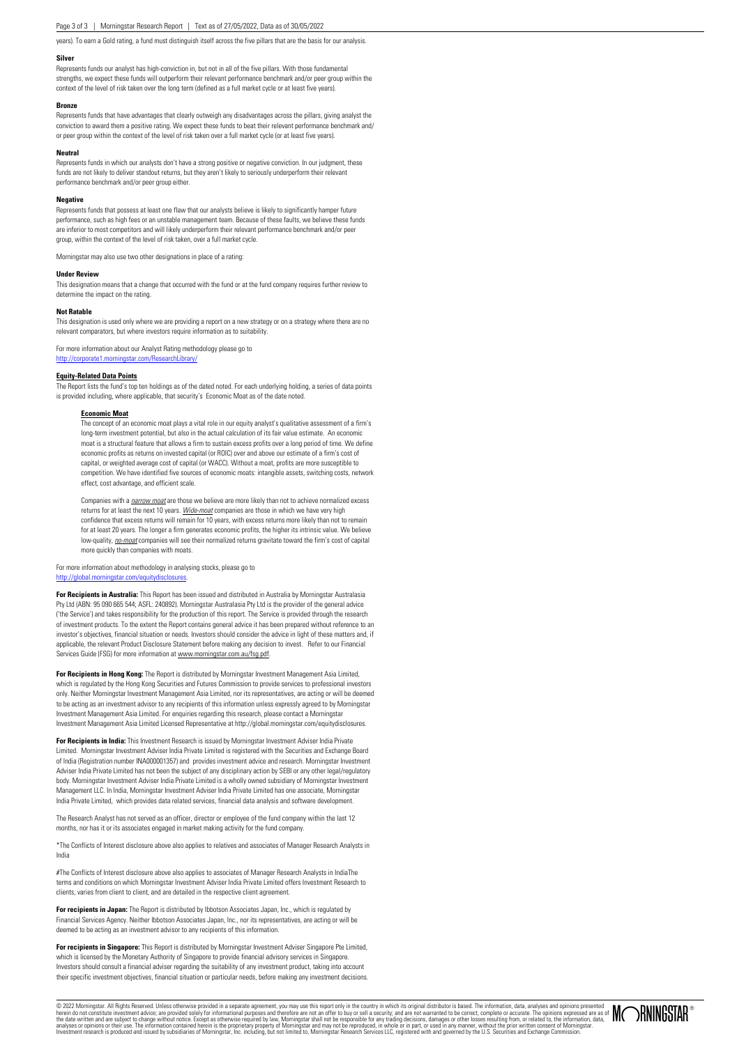years). To earn a Gold rating, a fund must distinguish itself across the five pillars that are the basis for our analysis.

**Silver**

Represents funds our analyst has high-conviction in, but not in all of the five pillars. With those fundamental strengths, we expect these funds will outperform their relevant performance benchmark and/or peer group within the context of the level of risk taken over the long term (defined as a full market cycle or at least five years).

**Bronze**

Represents funds that have advantages that clearly outweigh any disadvantages across the pillars, giving analyst the conviction to award them a positive rating. We expect these funds to beat their relevant performance benchmark and/ or peer group within the context of the level of risk taken over a full market cycle (or at least five years).

**Neutral**

Represents funds in which our analysts don't have a strong positive or negative conviction. In our judgment, these funds are not likely to deliver standout returns, but they aren't likely to seriously underperform their relevant performance benchmark and/or peer group either.

**Negative**

Represents funds that possess at least one flaw that our analysts believe is likely to significantly hamper future performance, such as high fees or an unstable management team. Because of these faults, we believe these funds are inferior to most competitors and will likely underperform their relevant performance benchmark and/or peer group, within the context of the level of risk taken, over a full market cycle.

Morningstar may also use two other designations in place of a rating:

**Under Review**

This designation means that a change that occurred with the fund or at the fund company requires further review to determine the impact on the rating.

**Not Ratable**

This designation is used only where we are providing a report on a new strategy or on a strategy where there are no relevant comparators, but where investors require information as to suitability.

For more information about our Analyst Rating methodology please go to
http://corporate1.morningstar.com/ResearchLibrary/

**Equity-Related Data Points**

The Report lists the fund's top ten holdings as of the dated noted. For each underlying holding, a series of data points is provided including, where applicable, that security's Economic Moat as of the date noted.

**Economic Moat**

The concept of an economic moat plays a vital role in our equity analyst's qualitative assessment of a firm's long-term investment potential, but also in the actual calculation of its fair value estimate. An economic moat is a structural feature that allows a firm to sustain excess profits over a long period of time. We define economic profits as returns on invested capital (or ROIC) over and above our estimate of a firm's cost of capital, or weighted average cost of capital (or WACC). Without a moat, profits are more susceptible to competition. We have identified five sources of economic moats: intangible assets, switching costs, network effect, cost advantage, and efficient scale.

Companies with a *narrow moat* are those we believe are more likely than not to achieve normalized excess returns for at least the next 10 years. *Wide-moat* companies are those in which we have very high confidence that excess returns will remain for 10 years, with excess returns more likely than not to remain for at least 20 years. The longer a firm generates economic profits, the higher its intrinsic value. We believe low-quality, *no-moat* companies will see their normalized returns gravitate toward the firm's cost of capital more quickly than companies with moats.

For more information about methodology in analysing stocks, please go to
http://global.morningstar.com/equitydisclosures.

**For Recipients in Australia:** This Report has been issued and distributed in Australia by Morningstar Australasia Pty Ltd (ABN: 95 090 665 544; ASFL: 240892). Morningstar Australasia Pty Ltd is the provider of the general advice ('the Service') and takes responsibility for the production of this report. The Service is provided through the research of investment products. To the extent the Report contains general advice it has been prepared without reference to an investor's objectives, financial situation or needs. Investors should consider the advice in light of these matters and, if applicable, the relevant Product Disclosure Statement before making any decision to invest. Refer to our Financial Services Guide (FSG) for more information at www.morningstar.com.au/fsg.pdf.

**For Recipients in Hong Kong:** The Report is distributed by Morningstar Investment Management Asia Limited, which is regulated by the Hong Kong Securities and Futures Commission to provide services to professional investors only. Neither Morningstar Investment Management Asia Limited, nor its representatives, are acting or will be deemed to be acting as an investment advisor to any recipients of this information unless expressly agreed to by Morningstar Investment Management Asia Limited. For enquiries regarding this research, please contact a Morningstar Investment Management Asia Limited Licensed Representative at http://global.morningstar.com/equitydisclosures.

**For Recipients in India:** This Investment Research is issued by Morningstar Investment Adviser India Private Limited. Morningstar Investment Adviser India Private Limited is registered with the Securities and Exchange Board of India (Registration number INA000001357) and provides investment advice and research. Morningstar Investment Adviser India Private Limited has not been the subject of any disciplinary action by SEBI or any other legal/regulatory body. Morningstar Investment Adviser India Private Limited is a wholly owned subsidiary of Morningstar Investment Management LLC. In India, Morningstar Investment Adviser India Private Limited has one associate, Morningstar India Private Limited, which provides data related services, financial data analysis and software development.

The Research Analyst has not served as an officer, director or employee of the fund company within the last 12 months, nor has it or its associates engaged in market making activity for the fund company.

*The Conflicts of Interest disclosure above also applies to relatives and associates of Manager Research Analysts in India

#The Conflicts of Interest disclosure above also applies to associates of Manager Research Analysts in IndiaThe terms and conditions on which Morningstar Investment Adviser India Private Limited offers Investment Research to clients, varies from client to client, and are detailed in the respective client agreement.

**For recipients in Japan:** The Report is distributed by Ibbotson Associates Japan, Inc., which is regulated by Financial Services Agency. Neither Ibbotson Associates Japan, Inc., nor its representatives, are acting or will be deemed to be acting as an investment advisor to any recipients of this information.

**For recipients in Singapore:** This Report is distributed by Morningstar Investment Adviser Singapore Pte Limited, which is licensed by the Monetary Authority of Singapore to provide financial advisory services in Singapore. Investors should consult a financial adviser regarding the suitability of any investment product, taking into account their specific investment objectives, financial situation or particular needs, before making any investment decisions.

© 2022 Morningstar. All Rights Reserved. Unless otherwise provided in a separate agreement, you may use this report only in the country in which its original distributor is based. The information, data, analyses and opinions presented herein do not constitute investment advice; are provided solely for informational purposes and therefore are not an offer to buy or sell a security; and are not warranted to be correct, complete or accurate. The opinions expressed are as of the date written and are subject to change without notice. Except as otherwise required by law, Morningstar shall not be responsible for any trading decisions, damages or other losses resulting from, or related to, the information, data, analyses or opinions or their use. The information contained herein is the proprietary property of Morningstar and may not be reproduced, in whole or in part, or used in any manner, without the prior written consent of Morningstar. Investment research is produced and issued by subsidiaries of Morningstar, Inc. including, but not limited to, Morningstar Research Services LLC, registered with and governed by the U.S. Securities and Exchange Commission.